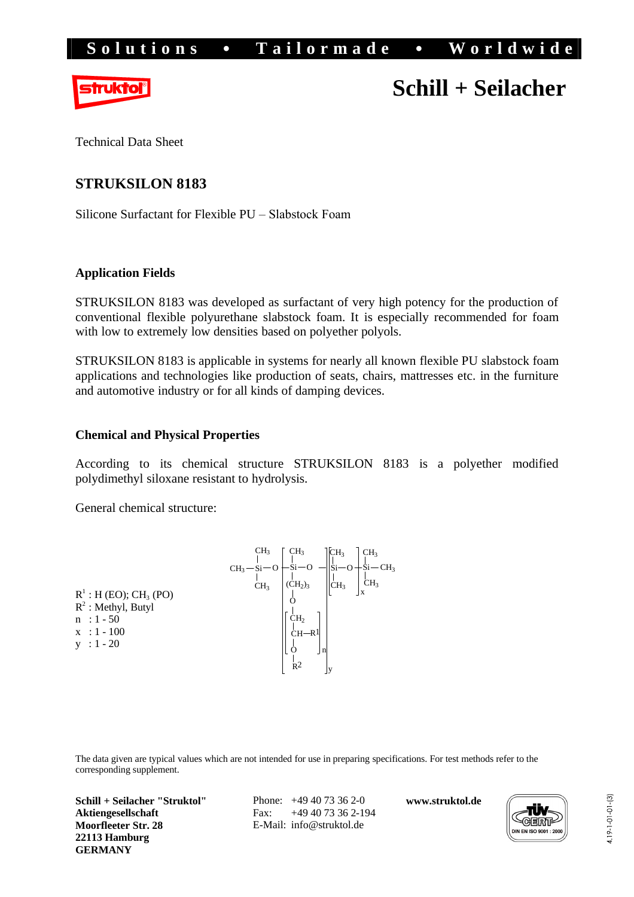Solutions • Tailormade • Worldwide

# Schill + Seilacher

Technical Data Sheet

## STRUKSILON 8183

Silicone Surfactant for Flexible PU – Slabstock Foam

### Application Fields

STRUKSILON 8183 was developed as surfactant of very high potency for the production of conventional flexible polyurethane slabstock foam. It is especially recommended for foam with low to extremely low densities based on polyether polyols.

STRUKSILON 8183 is applicable in systems for nearly all known flexible PU slabstock foam applications and technologies like production of seats, chairs, mattresses etc. in the furniture and automotive industry or for all kinds of damping devices.

### Chemical and Physical Properties

According to its chemical structure STRUKSILON 8183 is a polyether modified polydimethyl siloxane resistant to hydrolysis.

General chemical structure:

$$CH_3-Si(CH_3)_2-O-\left[Si(CH_3)\left((CH_2)_3-O-\left[CH_2-CH(R^1)-O\right]_n-R^2\right)-O\right]_y-\left[Si(CH_3)_2-O\right]_x-Si(CH_3)_2-CH_3$$

$R^1$ : H (EO); $CH_3$ (PO)
$R^2$ : Methyl, Butyl
n : 1 - 50
x : 1 - 100
y : 1 - 20

The data given are typical values which are not intended for use in preparing specifications. For test methods refer to the corresponding supplement.

**Schill + Seilacher "Struktol" Aktiengesellschaft**
**Moorfleeter Str. 28**
**22113 Hamburg**
**GERMANY**

Phone: +49 40 73 36 2-0
Fax: +49 40 73 36 2-194
E-Mail: info@struktol.de

**www.struktol.de**

TÜV CERT DIN EN ISO 9001 : 2000

4.19-1-01-01-(3)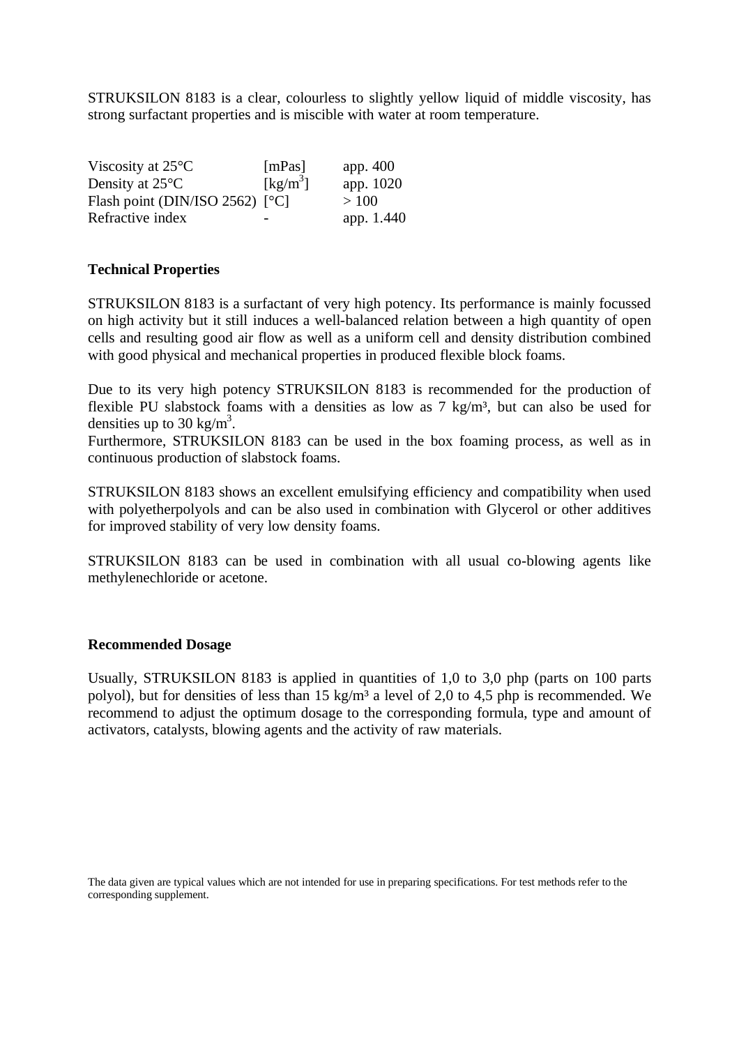STRUKSILON 8183 is a clear, colourless to slightly yellow liquid of middle viscosity, has strong surfactant properties and is miscible with water at room temperature.

| | | |
|---|---|---|
| Viscosity at 25°C | [mPas] | app. 400 |
| Density at 25°C | [$kg/m^3$] | app. 1020 |
| Flash point (DIN/ISO 2562) | [°C] | > 100 |
| Refractive index | - | app. 1.440 |

**Technical Properties**

STRUKSILON 8183 is a surfactant of very high potency. Its performance is mainly focussed on high activity but it still induces a well-balanced relation between a high quantity of open cells and resulting good air flow as well as a uniform cell and density distribution combined with good physical and mechanical properties in produced flexible block foams.

Due to its very high potency STRUKSILON 8183 is recommended for the production of flexible PU slabstock foams with a densities as low as 7 $kg/m^3$, but can also be used for densities up to 30 $kg/m^3$.
Furthermore, STRUKSILON 8183 can be used in the box foaming process, as well as in continuous production of slabstock foams.

STRUKSILON 8183 shows an excellent emulsifying efficiency and compatibility when used with polyetherpolyols and can be also used in combination with Glycerol or other additives for improved stability of very low density foams.

STRUKSILON 8183 can be used in combination with all usual co-blowing agents like methylenechloride or acetone.

**Recommended Dosage**

Usually, STRUKSILON 8183 is applied in quantities of 1,0 to 3,0 php (parts on 100 parts polyol), but for densities of less than 15 $kg/m^3$ a level of 2,0 to 4,5 php is recommended. We recommend to adjust the optimum dosage to the corresponding formula, type and amount of activators, catalysts, blowing agents and the activity of raw materials.

The data given are typical values which are not intended for use in preparing specifications. For test methods refer to the corresponding supplement.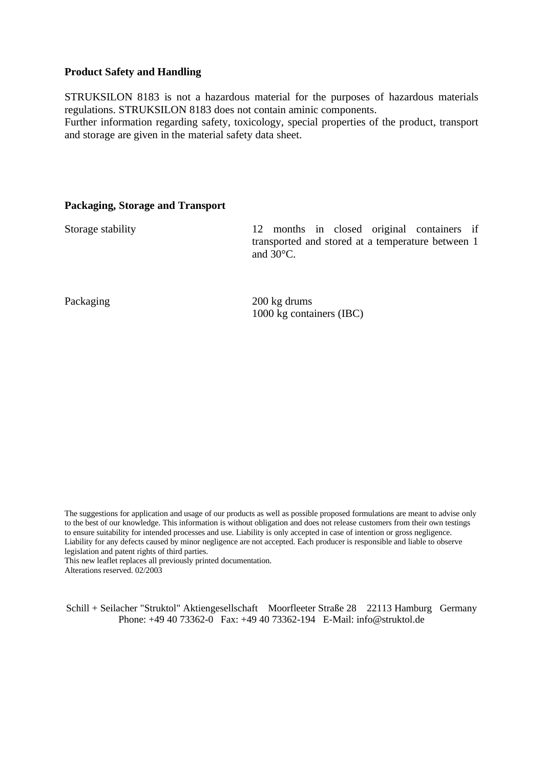## Product Safety and Handling

STRUKSILON 8183 is not a hazardous material for the purposes of hazardous materials regulations. STRUKSILON 8183 does not contain aminic components.
Further information regarding safety, toxicology, special properties of the product, transport and storage are given in the material safety data sheet.

## Packaging, Storage and Transport

| | |
|---|---|
| Storage stability | 12 months in closed original containers if transported and stored at a temperature between 1 and 30°C. |
| Packaging | 200 kg drums<br>1000 kg containers (IBC) |

The suggestions for application and usage of our products as well as possible proposed formulations are meant to advise only to the best of our knowledge. This information is without obligation and does not release customers from their own testings to ensure suitability for intended processes and use. Liability is only accepted in case of intention or gross negligence. Liability for any defects caused by minor negligence are not accepted. Each producer is responsible and liable to observe legislation and patent rights of third parties.
This new leaflet replaces all previously printed documentation.
Alterations reserved. 02/2003

Schill + Seilacher "Struktol" Aktiengesellschaft Moorfleeter Straße 28 22113 Hamburg Germany
Phone: +49 40 73362-0 Fax: +49 40 73362-194 E-Mail: info@struktol.de